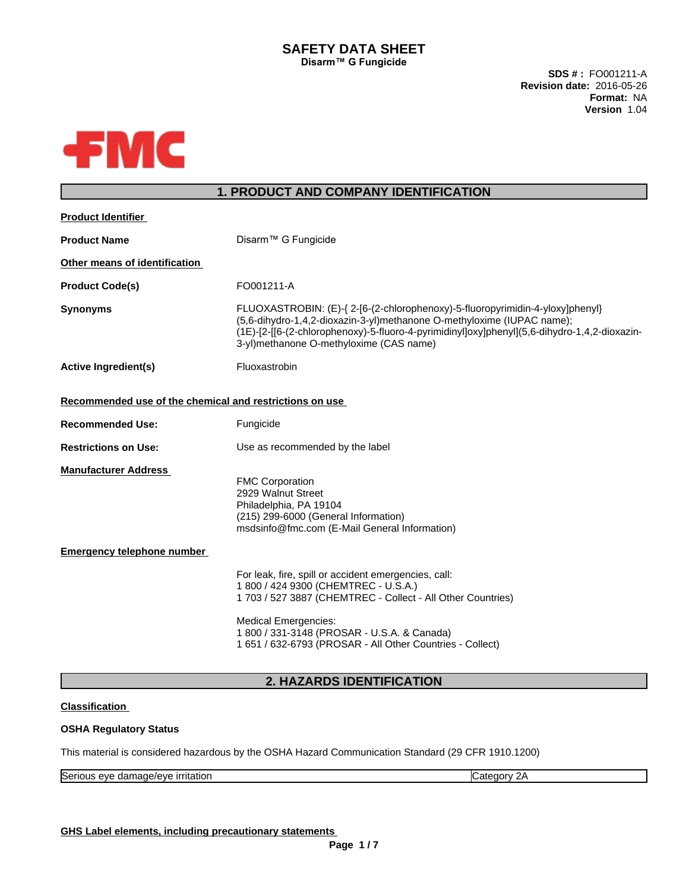# SAFETY DATA SHEET

**Disarm™ G Fungicide**

**SDS # :** FO001211-A
**Revision date:** 2016-05-26
**Format:** NA
**Version** 1.04

FMC

## 1. PRODUCT AND COMPANY IDENTIFICATION

**Product Identifier**

**Product Name** Disarm™ G Fungicide

**Other means of identification**

**Product Code(s)** FO001211-A

**Synonyms** FLUOXASTROBIN: (E)-{ 2-[6-(2-chlorophenoxy)-5-fluoropyrimidin-4-yloxy]phenyl}(5,6-dihydro-1,4,2-dioxazin-3-yl)methanone O-methyloxime (IUPAC name); (1E)-[2-[[6-(2-chlorophenoxy)-5-fluoro-4-pyrimidinyl]oxy]phenyl](5,6-dihydro-1,4,2-dioxazin-3-yl)methanone O-methyloxime (CAS name)

**Active Ingredient(s)** Fluoxastrobin

**Recommended use of the chemical and restrictions on use**

**Recommended Use:** Fungicide

**Restrictions on Use:** Use as recommended by the label

**Manufacturer Address**

FMC Corporation
2929 Walnut Street
Philadelphia, PA 19104
(215) 299-6000 (General Information)
msdsinfo@fmc.com (E-Mail General Information)

**Emergency telephone number**

For leak, fire, spill or accident emergencies, call:
1 800 / 424 9300 (CHEMTREC - U.S.A.)
1 703 / 527 3887 (CHEMTREC - Collect - All Other Countries)

Medical Emergencies:
1 800 / 331-3148 (PROSAR - U.S.A. & Canada)
1 651 / 632-6793 (PROSAR - All Other Countries - Collect)

## 2. HAZARDS IDENTIFICATION

**Classification**

**OSHA Regulatory Status**

This material is considered hazardous by the OSHA Hazard Communication Standard (29 CFR 1910.1200)

| Serious eye damage/eye irritation | Category 2A |
|---|---|

**GHS Label elements, including precautionary statements**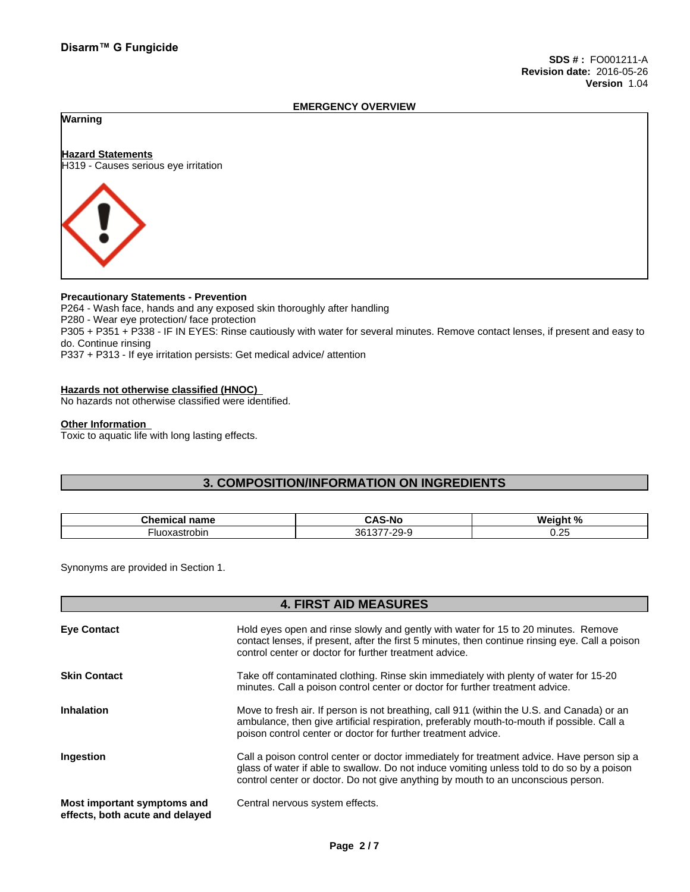**SDS # :** FO001211-A
**Revision date:** 2016-05-26
**Version** 1.04

## EMERGENCY OVERVIEW

**Warning**

**Hazard Statements**
H319 - Causes serious eye irritation

**Precautionary Statements - Prevention**
P264 - Wash face, hands and any exposed skin thoroughly after handling
P280 - Wear eye protection/ face protection
P305 + P351 + P338 - IF IN EYES: Rinse cautiously with water for several minutes. Remove contact lenses, if present and easy to do. Continue rinsing
P337 + P313 - If eye irritation persists: Get medical advice/ attention

**Hazards not otherwise classified (HNOC)**
No hazards not otherwise classified were identified.

**Other Information**
Toxic to aquatic life with long lasting effects.

## 3. COMPOSITION/INFORMATION ON INGREDIENTS

| Chemical name | CAS-No | Weight % |
|---|---|---|
| Fluoxastrobin | 361377-29-9 | 0.25 |

Synonyms are provided in Section 1.

## 4. FIRST AID MEASURES

**Eye Contact**
Hold eyes open and rinse slowly and gently with water for 15 to 20 minutes. Remove contact lenses, if present, after the first 5 minutes, then continue rinsing eye. Call a poison control center or doctor for further treatment advice.

**Skin Contact**
Take off contaminated clothing. Rinse skin immediately with plenty of water for 15-20 minutes. Call a poison control center or doctor for further treatment advice.

**Inhalation**
Move to fresh air. If person is not breathing, call 911 (within the U.S. and Canada) or an ambulance, then give artificial respiration, preferably mouth-to-mouth if possible. Call a poison control center or doctor for further treatment advice.

**Ingestion**
Call a poison control center or doctor immediately for treatment advice. Have person sip a glass of water if able to swallow. Do not induce vomiting unless told to do so by a poison control center or doctor. Do not give anything by mouth to an unconscious person.

**Most important symptoms and effects, both acute and delayed**
Central nervous system effects.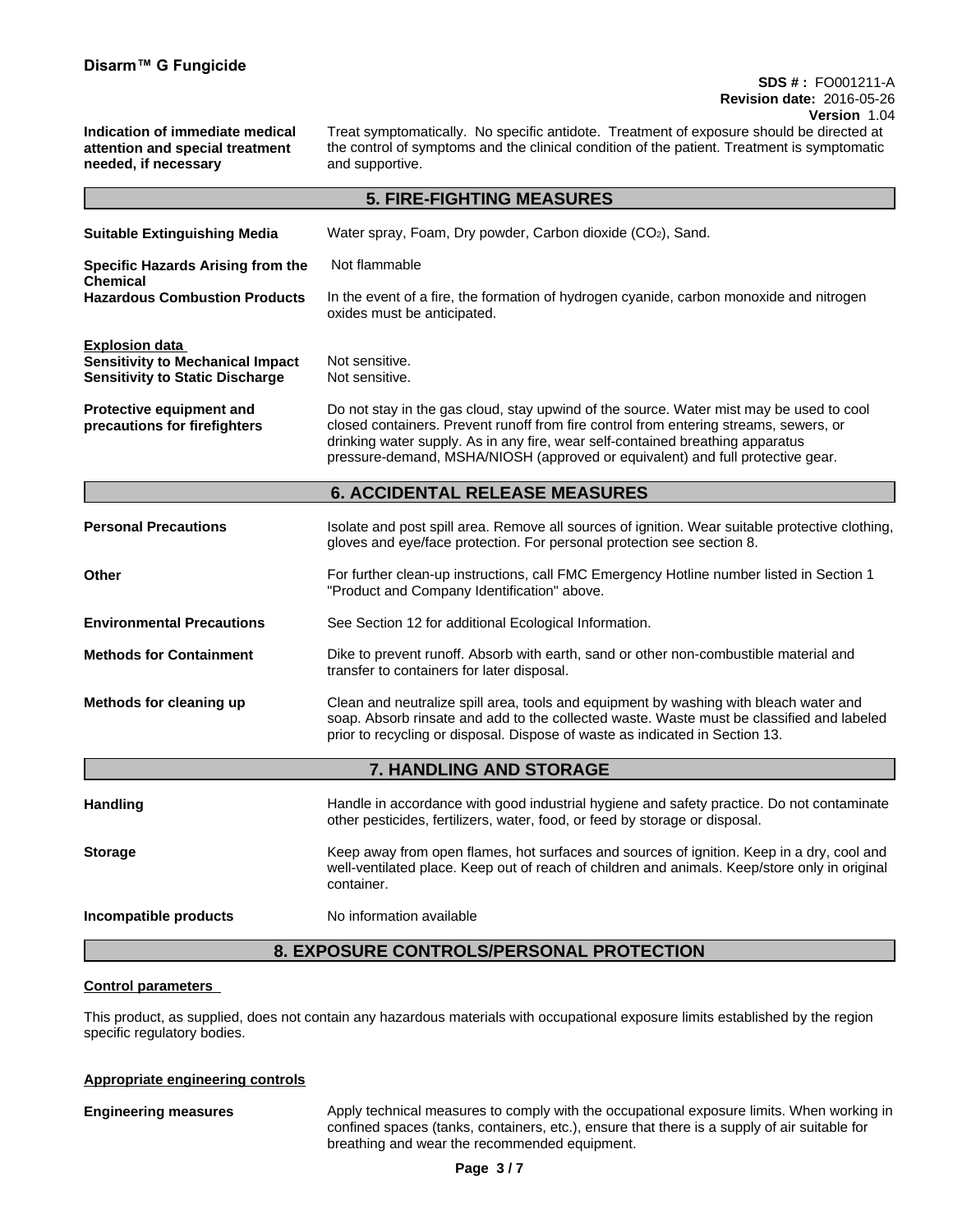| | |
|---|---|
| **Indication of immediate medical attention and special treatment needed, if necessary** | Treat symptomatically. No specific antidote. Treatment of exposure should be directed at the control of symptoms and the clinical condition of the patient. Treatment is symptomatic and supportive. |

## 5. FIRE-FIGHTING MEASURES

| | |
|---|---|
| **Suitable Extinguishing Media** | Water spray, Foam, Dry powder, Carbon dioxide ($CO_2$), Sand. |
| **Specific Hazards Arising from the Chemical** | Not flammable |
| **Hazardous Combustion Products** | In the event of a fire, the formation of hydrogen cyanide, carbon monoxide and nitrogen oxides must be anticipated. |

**Explosion data**

| | |
|---|---|
| **Sensitivity to Mechanical Impact** | Not sensitive. |
| **Sensitivity to Static Discharge** | Not sensitive. |
| **Protective equipment and precautions for firefighters** | Do not stay in the gas cloud, stay upwind of the source. Water mist may be used to cool closed containers. Prevent runoff from fire control from entering streams, sewers, or drinking water supply. As in any fire, wear self-contained breathing apparatus pressure-demand, MSHA/NIOSH (approved or equivalent) and full protective gear. |

## 6. ACCIDENTAL RELEASE MEASURES

| | |
|---|---|
| **Personal Precautions** | Isolate and post spill area. Remove all sources of ignition. Wear suitable protective clothing, gloves and eye/face protection. For personal protection see section 8. |
| **Other** | For further clean-up instructions, call FMC Emergency Hotline number listed in Section 1 "Product and Company Identification" above. |
| **Environmental Precautions** | See Section 12 for additional Ecological Information. |
| **Methods for Containment** | Dike to prevent runoff. Absorb with earth, sand or other non-combustible material and transfer to containers for later disposal. |
| **Methods for cleaning up** | Clean and neutralize spill area, tools and equipment by washing with bleach water and soap. Absorb rinsate and add to the collected waste. Waste must be classified and labeled prior to recycling or disposal. Dispose of waste as indicated in Section 13. |

## 7. HANDLING AND STORAGE

| | |
|---|---|
| **Handling** | Handle in accordance with good industrial hygiene and safety practice. Do not contaminate other pesticides, fertilizers, water, food, or feed by storage or disposal. |
| **Storage** | Keep away from open flames, hot surfaces and sources of ignition. Keep in a dry, cool and well-ventilated place. Keep out of reach of children and animals. Keep/store only in original container. |
| **Incompatible products** | No information available |

## 8. EXPOSURE CONTROLS/PERSONAL PROTECTION

**Control parameters**

This product, as supplied, does not contain any hazardous materials with occupational exposure limits established by the region specific regulatory bodies.

**Appropriate engineering controls**

| | |
|---|---|
| **Engineering measures** | Apply technical measures to comply with the occupational exposure limits. When working in confined spaces (tanks, containers, etc.), ensure that there is a supply of air suitable for breathing and wear the recommended equipment. |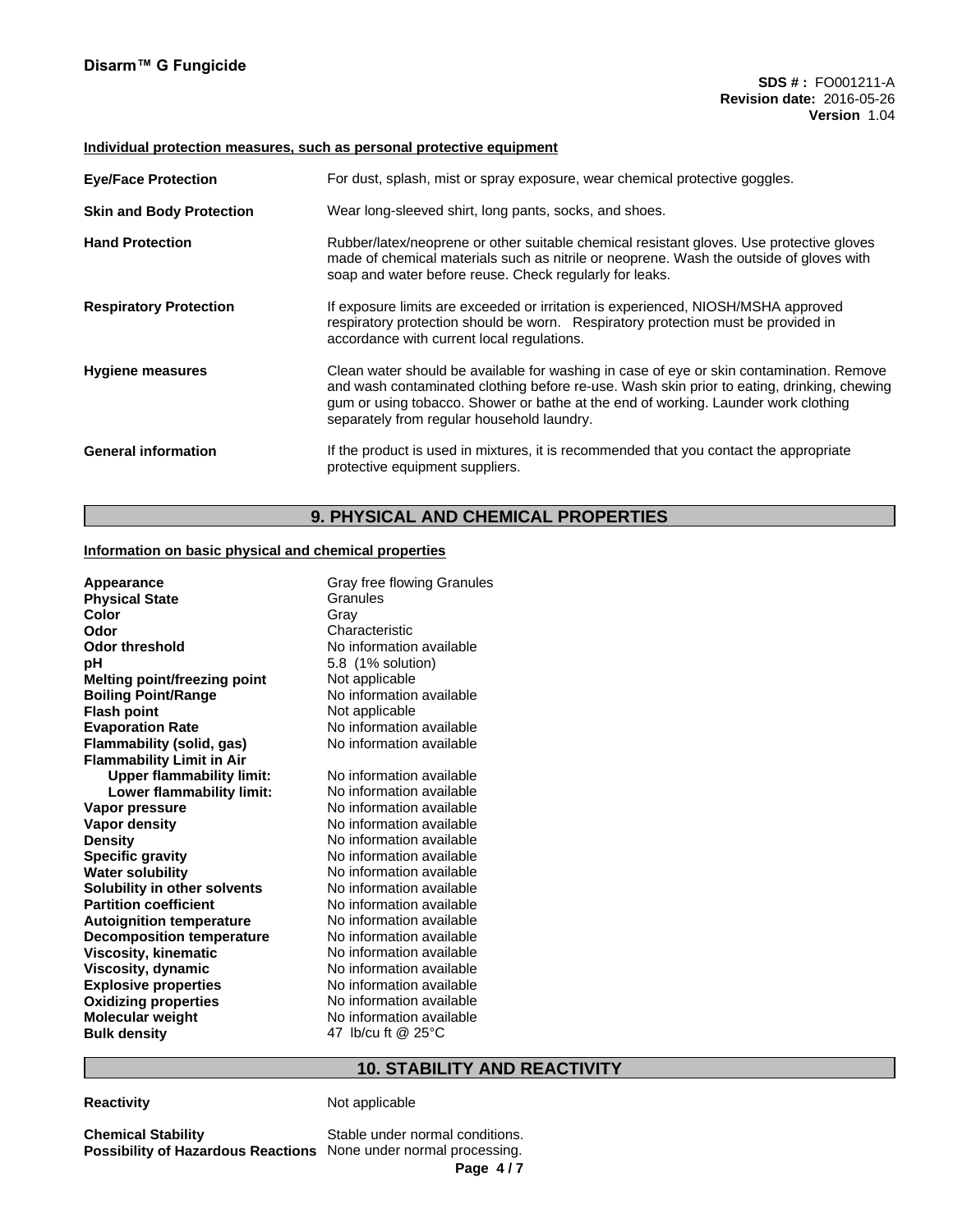#### Individual protection measures, such as personal protective equipment

| | |
|---|---|
| **Eye/Face Protection** | For dust, splash, mist or spray exposure, wear chemical protective goggles. |
| **Skin and Body Protection** | Wear long-sleeved shirt, long pants, socks, and shoes. |
| **Hand Protection** | Rubber/latex/neoprene or other suitable chemical resistant gloves. Use protective gloves made of chemical materials such as nitrile or neoprene. Wash the outside of gloves with soap and water before reuse. Check regularly for leaks. |
| **Respiratory Protection** | If exposure limits are exceeded or irritation is experienced, NIOSH/MSHA approved respiratory protection should be worn. Respiratory protection must be provided in accordance with current local regulations. |
| **Hygiene measures** | Clean water should be available for washing in case of eye or skin contamination. Remove and wash contaminated clothing before re-use. Wash skin prior to eating, drinking, chewing gum or using tobacco. Shower or bathe at the end of working. Launder work clothing separately from regular household laundry. |
| **General information** | If the product is used in mixtures, it is recommended that you contact the appropriate protective equipment suppliers. |

## 9. PHYSICAL AND CHEMICAL PROPERTIES

#### Information on basic physical and chemical properties

| | |
|---|---|
| **Appearance** | Gray free flowing Granules |
| **Physical State** | Granules |
| **Color** | Gray |
| **Odor** | Characteristic |
| **Odor threshold** | No information available |
| **pH** | 5.8 (1% solution) |
| **Melting point/freezing point** | Not applicable |
| **Boiling Point/Range** | No information available |
| **Flash point** | Not applicable |
| **Evaporation Rate** | No information available |
| **Flammability (solid, gas)** | No information available |
| **Flammability Limit in Air** | |
| **Upper flammability limit:** | No information available |
| **Lower flammability limit:** | No information available |
| **Vapor pressure** | No information available |
| **Vapor density** | No information available |
| **Density** | No information available |
| **Specific gravity** | No information available |
| **Water solubility** | No information available |
| **Solubility in other solvents** | No information available |
| **Partition coefficient** | No information available |
| **Autoignition temperature** | No information available |
| **Decomposition temperature** | No information available |
| **Viscosity, kinematic** | No information available |
| **Viscosity, dynamic** | No information available |
| **Explosive properties** | No information available |
| **Oxidizing properties** | No information available |
| **Molecular weight** | No information available |
| **Bulk density** | 47 lb/cu ft @ 25°C |

## 10. STABILITY AND REACTIVITY

| | |
|---|---|
| **Reactivity** | Not applicable |
| **Chemical Stability** | Stable under normal conditions. |
| **Possibility of Hazardous Reactions** | None under normal processing. |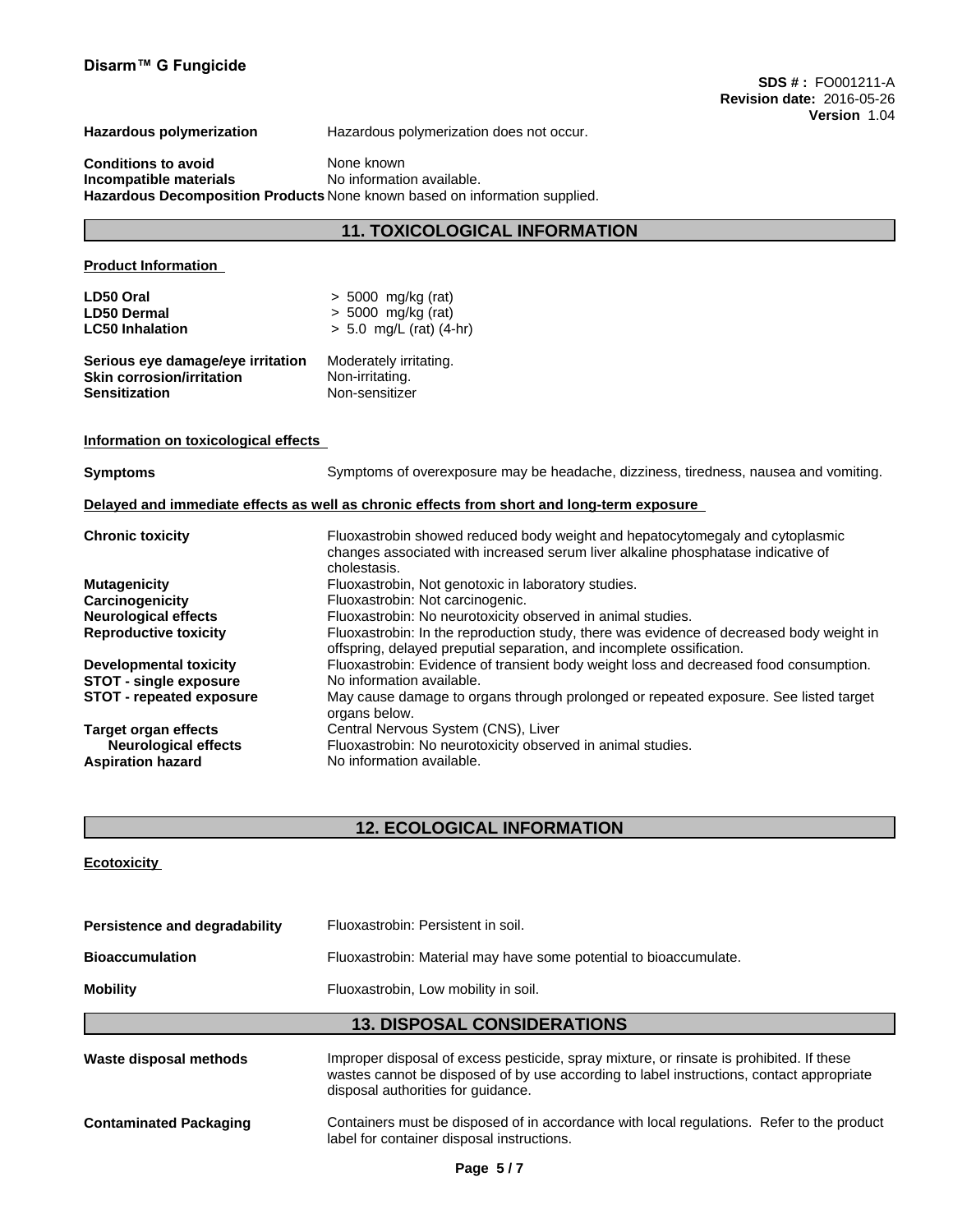| | |
|---|---|
| **Hazardous polymerization** | Hazardous polymerization does not occur. |
| **Conditions to avoid** | None known |
| **Incompatible materials** | No information available. |
| **Hazardous Decomposition Products** | None known based on information supplied. |

## 11. TOXICOLOGICAL INFORMATION

**Product Information**

| | |
|---|---|
| **LD50 Oral** | > 5000 mg/kg (rat) |
| **LD50 Dermal** | > 5000 mg/kg (rat) |
| **LC50 Inhalation** | > 5.0 mg/L (rat) (4-hr) |

| | |
|---|---|
| **Serious eye damage/eye irritation** | Moderately irritating. |
| **Skin corrosion/irritation** | Non-irritating. |
| **Sensitization** | Non-sensitizer |

**Information on toxicological effects**

| | |
|---|---|
| **Symptoms** | Symptoms of overexposure may be headache, dizziness, tiredness, nausea and vomiting. |

**Delayed and immediate effects as well as chronic effects from short and long-term exposure**

| | |
|---|---|
| **Chronic toxicity** | Fluoxastrobin showed reduced body weight and hepatocytomegaly and cytoplasmic changes associated with increased serum liver alkaline phosphatase indicative of cholestasis. |
| **Mutagenicity** | Fluoxastrobin, Not genotoxic in laboratory studies. |
| **Carcinogenicity** | Fluoxastrobin: Not carcinogenic. |
| **Neurological effects** | Fluoxastrobin: No neurotoxicity observed in animal studies. |
| **Reproductive toxicity** | Fluoxastrobin: In the reproduction study, there was evidence of decreased body weight in offspring, delayed preputial separation, and incomplete ossification. |
| **Developmental toxicity** | Fluoxastrobin: Evidence of transient body weight loss and decreased food consumption. |
| **STOT - single exposure** | No information available. |
| **STOT - repeated exposure** | May cause damage to organs through prolonged or repeated exposure. See listed target organs below. |
| **Target organ effects** | Central Nervous System (CNS), Liver |
| **Neurological effects** | Fluoxastrobin: No neurotoxicity observed in animal studies. |
| **Aspiration hazard** | No information available. |

## 12. ECOLOGICAL INFORMATION

**Ecotoxicity**

| | |
|---|---|
| **Persistence and degradability** | Fluoxastrobin: Persistent in soil. |
| **Bioaccumulation** | Fluoxastrobin: Material may have some potential to bioaccumulate. |
| **Mobility** | Fluoxastrobin, Low mobility in soil. |

## 13. DISPOSAL CONSIDERATIONS

| | |
|---|---|
| **Waste disposal methods** | Improper disposal of excess pesticide, spray mixture, or rinsate is prohibited. If these wastes cannot be disposed of by use according to label instructions, contact appropriate disposal authorities for guidance. |
| **Contaminated Packaging** | Containers must be disposed of in accordance with local regulations. Refer to the product label for container disposal instructions. |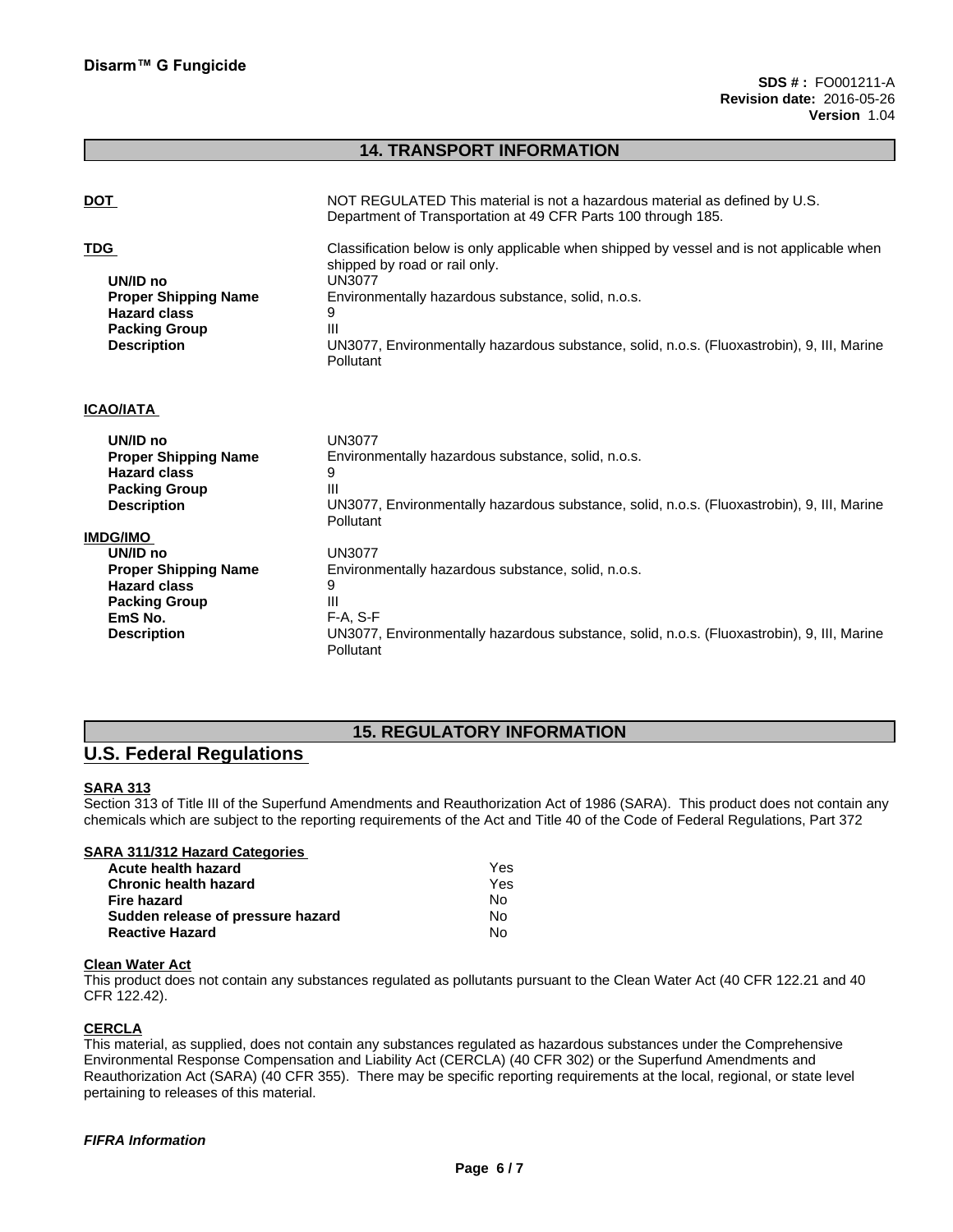## 14. TRANSPORT INFORMATION

**DOT**

NOT REGULATED This material is not a hazardous material as defined by U.S. Department of Transportation at 49 CFR Parts 100 through 185.

**TDG**

Classification below is only applicable when shipped by vessel and is not applicable when shipped by road or rail only.

| | |
|---|---|
| **UN/ID no** | UN3077 |
| **Proper Shipping Name** | Environmentally hazardous substance, solid, n.o.s. |
| **Hazard class** | 9 |
| **Packing Group** | III |
| **Description** | UN3077, Environmentally hazardous substance, solid, n.o.s. (Fluoxastrobin), 9, III, Marine Pollutant |

**ICAO/IATA**

| | |
|---|---|
| **UN/ID no** | UN3077 |
| **Proper Shipping Name** | Environmentally hazardous substance, solid, n.o.s. |
| **Hazard class** | 9 |
| **Packing Group** | III |
| **Description** | UN3077, Environmentally hazardous substance, solid, n.o.s. (Fluoxastrobin), 9, III, Marine Pollutant |

**IMDG/IMO**

| | |
|---|---|
| **UN/ID no** | UN3077 |
| **Proper Shipping Name** | Environmentally hazardous substance, solid, n.o.s. |
| **Hazard class** | 9 |
| **Packing Group** | III |
| **EmS No.** | F-A, S-F |
| **Description** | UN3077, Environmentally hazardous substance, solid, n.o.s. (Fluoxastrobin), 9, III, Marine Pollutant |

## 15. REGULATORY INFORMATION

## U.S. Federal Regulations

**SARA 313**

Section 313 of Title III of the Superfund Amendments and Reauthorization Act of 1986 (SARA). This product does not contain any chemicals which are subject to the reporting requirements of the Act and Title 40 of the Code of Federal Regulations, Part 372

**SARA 311/312 Hazard Categories**

| | |
|---|---|
| **Acute health hazard** | Yes |
| **Chronic health hazard** | Yes |
| **Fire hazard** | No |
| **Sudden release of pressure hazard** | No |
| **Reactive Hazard** | No |

**Clean Water Act**

This product does not contain any substances regulated as pollutants pursuant to the Clean Water Act (40 CFR 122.21 and 40 CFR 122.42).

**CERCLA**

This material, as supplied, does not contain any substances regulated as hazardous substances under the Comprehensive Environmental Response Compensation and Liability Act (CERCLA) (40 CFR 302) or the Superfund Amendments and Reauthorization Act (SARA) (40 CFR 355). There may be specific reporting requirements at the local, regional, or state level pertaining to releases of this material.

***FIFRA Information***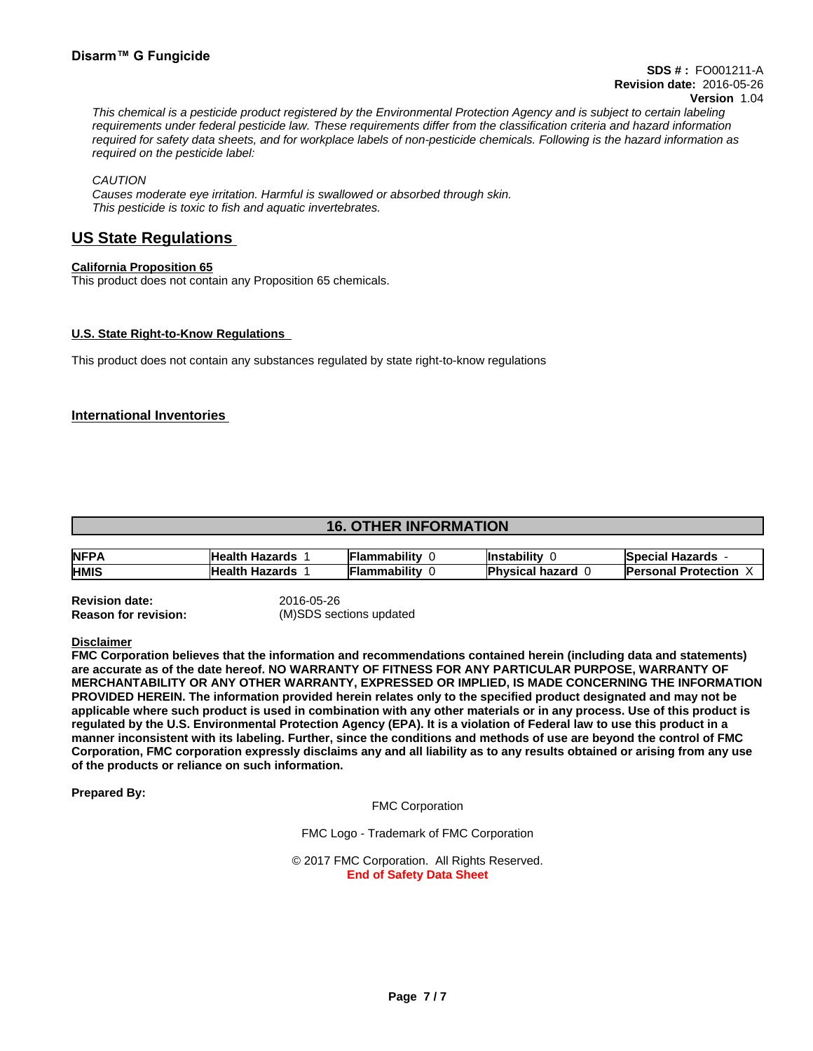*This chemical is a pesticide product registered by the Environmental Protection Agency and is subject to certain labeling requirements under federal pesticide law. These requirements differ from the classification criteria and hazard information required for safety data sheets, and for workplace labels of non-pesticide chemicals. Following is the hazard information as required on the pesticide label:*

*CAUTION*
*Causes moderate eye irritation. Harmful is swallowed or absorbed through skin.*
*This pesticide is toxic to fish and aquatic invertebrates.*

## US State Regulations

**California Proposition 65**
This product does not contain any Proposition 65 chemicals.

**U.S. State Right-to-Know Regulations**

This product does not contain any substances regulated by state right-to-know regulations

**International Inventories**

## 16. OTHER INFORMATION

| | | | | |
|---|---|---|---|---|
| **NFPA** | **Health Hazards** 1 | **Flammability** 0 | **Instability** 0 | **Special Hazards** - |
| **HMIS** | **Health Hazards** 1 | **Flammability** 0 | **Physical hazard** 0 | **Personal Protection** X |

**Revision date:** 2016-05-26
**Reason for revision:** (M)SDS sections updated

**Disclaimer**
**FMC Corporation believes that the information and recommendations contained herein (including data and statements) are accurate as of the date hereof. NO WARRANTY OF FITNESS FOR ANY PARTICULAR PURPOSE, WARRANTY OF MERCHANTABILITY OR ANY OTHER WARRANTY, EXPRESSED OR IMPLIED, IS MADE CONCERNING THE INFORMATION PROVIDED HEREIN. The information provided herein relates only to the specified product designated and may not be applicable where such product is used in combination with any other materials or in any process. Use of this product is regulated by the U.S. Environmental Protection Agency (EPA). It is a violation of Federal law to use this product in a manner inconsistent with its labeling. Further, since the conditions and methods of use are beyond the control of FMC Corporation, FMC corporation expressly disclaims any and all liability as to any results obtained or arising from any use of the products or reliance on such information.**

**Prepared By:**

FMC Corporation

FMC Logo - Trademark of FMC Corporation

© 2017 FMC Corporation. All Rights Reserved.
**End of Safety Data Sheet**